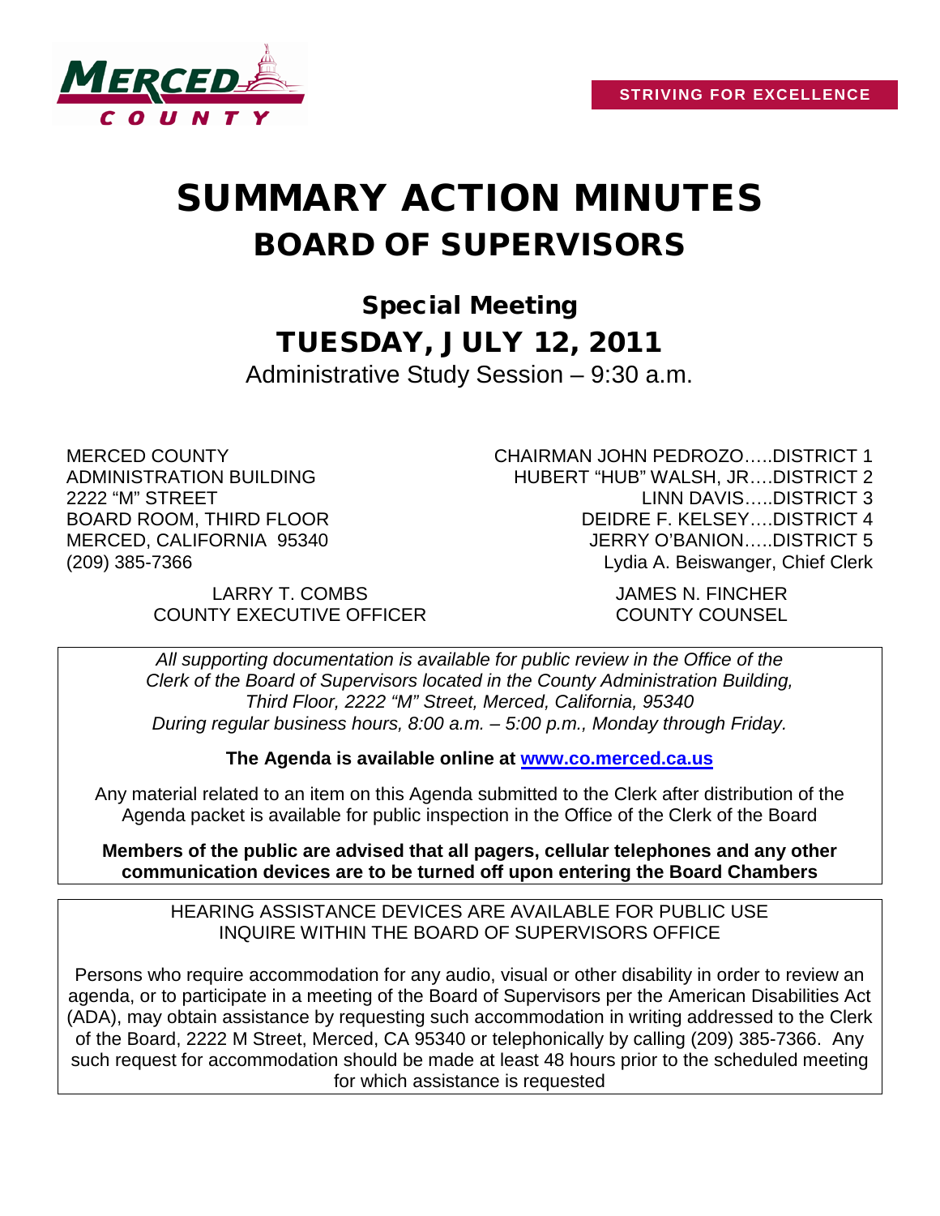STRIVING FOR EXCELLENCE

# SUMMARY ACTION MINUTES

## BOARD OF SUPERVISORS

### Special Meeting

## TUESDAY, JULY 12, 2011

Administrative Study Session – 9:30 a.m.

MERCED COUNTY
ADMINISTRATION BUILDING
2222 "M" STREET
BOARD ROOM, THIRD FLOOR
MERCED, CALIFORNIA 95340
(209) 385-7366

CHAIRMAN JOHN PEDROZO…..DISTRICT 1
HUBERT "HUB" WALSH, JR….DISTRICT 2
LINN DAVIS…..DISTRICT 3
DEIDRE F. KELSEY….DISTRICT 4
JERRY O'BANION…..DISTRICT 5
Lydia A. Beiswanger, Chief Clerk

LARRY T. COMBS
COUNTY EXECUTIVE OFFICER

JAMES N. FINCHER
COUNTY COUNSEL

*All supporting documentation is available for public review in the Office of the Clerk of the Board of Supervisors located in the County Administration Building, Third Floor, 2222 "M" Street, Merced, California, 95340 During regular business hours, 8:00 a.m. – 5:00 p.m., Monday through Friday.*

**The Agenda is available online at [www.co.merced.ca.us](http://www.co.merced.ca.us)**

Any material related to an item on this Agenda submitted to the Clerk after distribution of the Agenda packet is available for public inspection in the Office of the Clerk of the Board

**Members of the public are advised that all pagers, cellular telephones and any other communication devices are to be turned off upon entering the Board Chambers**

HEARING ASSISTANCE DEVICES ARE AVAILABLE FOR PUBLIC USE
INQUIRE WITHIN THE BOARD OF SUPERVISORS OFFICE

Persons who require accommodation for any audio, visual or other disability in order to review an agenda, or to participate in a meeting of the Board of Supervisors per the American Disabilities Act (ADA), may obtain assistance by requesting such accommodation in writing addressed to the Clerk of the Board, 2222 M Street, Merced, CA 95340 or telephonically by calling (209) 385-7366. Any such request for accommodation should be made at least 48 hours prior to the scheduled meeting for which assistance is requested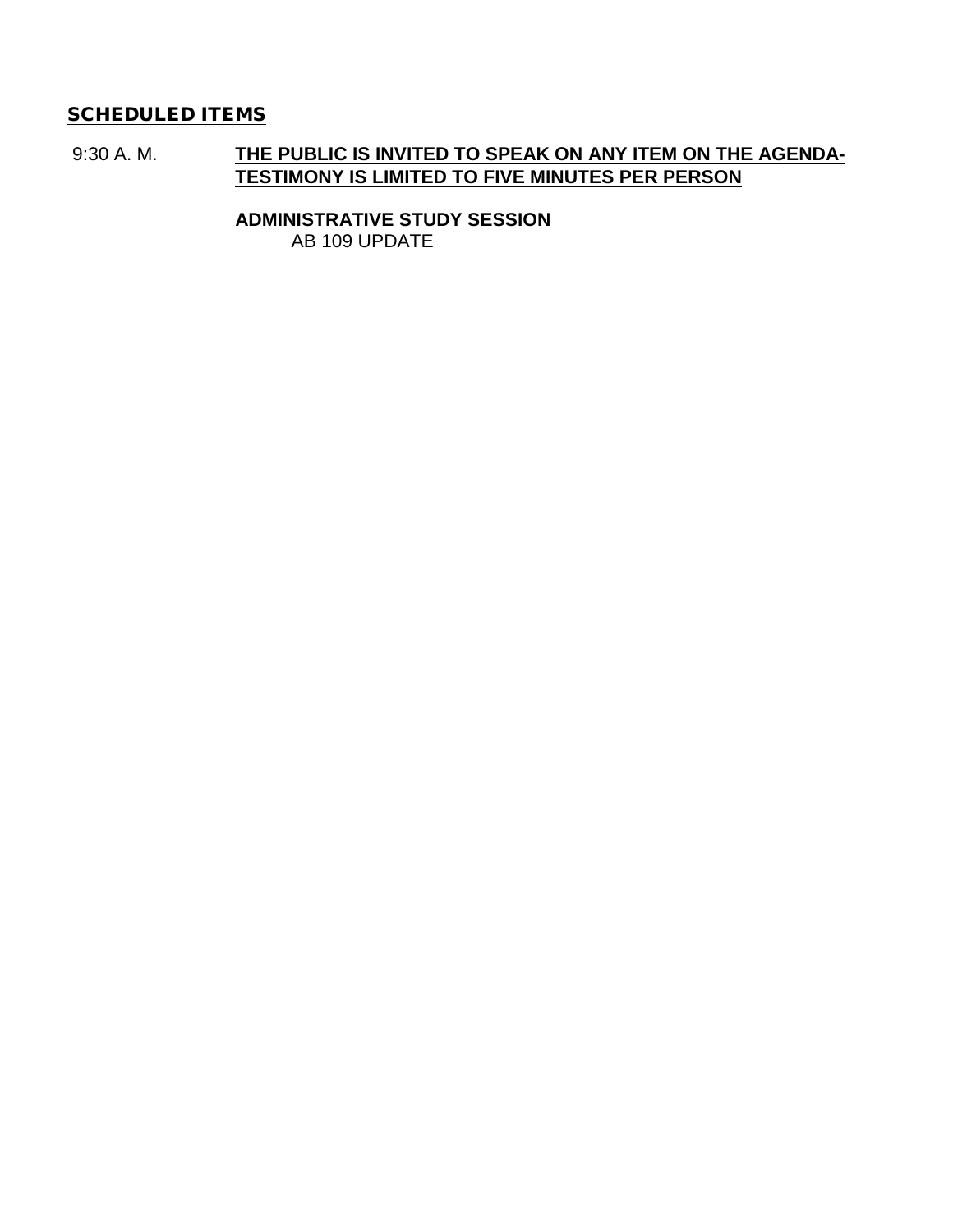## SCHEDULED ITEMS

9:30 A. M. **THE PUBLIC IS INVITED TO SPEAK ON ANY ITEM ON THE AGENDA-TESTIMONY IS LIMITED TO FIVE MINUTES PER PERSON**

**ADMINISTRATIVE STUDY SESSION**

AB 109 UPDATE